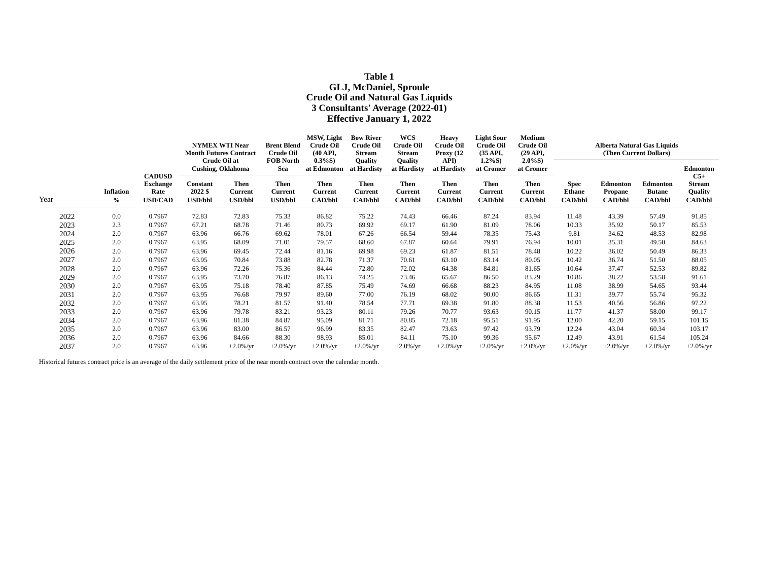# Table 1
## GLJ, McDaniel, Sproule
## Crude Oil and Natural Gas Liquids
## 3 Consultants' Average (2022-01)
## Effective January 1, 2022

| Year | Inflation % | CADUSD Exchange Rate USD/CAD | NYMEX WTI Near Month Futures Contract Crude Oil at Cushing, Oklahoma | | Brent Blend Crude Oil FOB North Sea | MSW, Light Crude Oil (40 API, 0.3%S) at Edmonton | Bow River Crude Oil Stream Quality at Hardisty | WCS Crude Oil Stream Quality at Hardisty | Heavy Crude Oil Proxy (12 API) at Hardisty | Light Sour Crude Oil (35 API, 1.2%S) at Cromer | Medium Crude Oil (29 API, 2.0%S) at Cromer | Alberta Natural Gas Liquids (Then Current Dollars) | | | |
|---|---|---|---|---|---|---|---|---|---|---|---|---|---|---|---|
| | | | Constant 2022 $ USD/bbl | Then Current USD/bbl | Then Current USD/bbl | Then Current CAD/bbl | Then Current CAD/bbl | Then Current CAD/bbl | Then Current CAD/bbl | Then Current CAD/bbl | Then Current CAD/bbl | Spec Ethane CAD/bbl | Edmonton Propane CAD/bbl | Edmonton Butane CAD/bbl | Edmonton C5+ Stream Quality CAD/bbl |
| 2022 | 0.0 | 0.7967 | 72.83 | 72.83 | 75.33 | 86.82 | 75.22 | 74.43 | 66.46 | 87.24 | 83.94 | 11.48 | 43.39 | 57.49 | 91.85 |
| 2023 | 2.3 | 0.7967 | 67.21 | 68.78 | 71.46 | 80.73 | 69.92 | 69.17 | 61.90 | 81.09 | 78.06 | 10.33 | 35.92 | 50.17 | 85.53 |
| 2024 | 2.0 | 0.7967 | 63.96 | 66.76 | 69.62 | 78.01 | 67.26 | 66.54 | 59.44 | 78.35 | 75.43 | 9.81 | 34.62 | 48.53 | 82.98 |
| 2025 | 2.0 | 0.7967 | 63.95 | 68.09 | 71.01 | 79.57 | 68.60 | 67.87 | 60.64 | 79.91 | 76.94 | 10.01 | 35.31 | 49.50 | 84.63 |
| 2026 | 2.0 | 0.7967 | 63.96 | 69.45 | 72.44 | 81.16 | 69.98 | 69.23 | 61.87 | 81.51 | 78.48 | 10.22 | 36.02 | 50.49 | 86.33 |
| 2027 | 2.0 | 0.7967 | 63.95 | 70.84 | 73.88 | 82.78 | 71.37 | 70.61 | 63.10 | 83.14 | 80.05 | 10.42 | 36.74 | 51.50 | 88.05 |
| 2028 | 2.0 | 0.7967 | 63.96 | 72.26 | 75.36 | 84.44 | 72.80 | 72.02 | 64.38 | 84.81 | 81.65 | 10.64 | 37.47 | 52.53 | 89.82 |
| 2029 | 2.0 | 0.7967 | 63.95 | 73.70 | 76.87 | 86.13 | 74.25 | 73.46 | 65.67 | 86.50 | 83.29 | 10.86 | 38.22 | 53.58 | 91.61 |
| 2030 | 2.0 | 0.7967 | 63.95 | 75.18 | 78.40 | 87.85 | 75.49 | 74.69 | 66.68 | 88.23 | 84.95 | 11.08 | 38.99 | 54.65 | 93.44 |
| 2031 | 2.0 | 0.7967 | 63.95 | 76.68 | 79.97 | 89.60 | 77.00 | 76.19 | 68.02 | 90.00 | 86.65 | 11.31 | 39.77 | 55.74 | 95.32 |
| 2032 | 2.0 | 0.7967 | 63.95 | 78.21 | 81.57 | 91.40 | 78.54 | 77.71 | 69.38 | 91.80 | 88.38 | 11.53 | 40.56 | 56.86 | 97.22 |
| 2033 | 2.0 | 0.7967 | 63.96 | 79.78 | 83.21 | 93.23 | 80.11 | 79.26 | 70.77 | 93.63 | 90.15 | 11.77 | 41.37 | 58.00 | 99.17 |
| 2034 | 2.0 | 0.7967 | 63.96 | 81.38 | 84.87 | 95.09 | 81.71 | 80.85 | 72.18 | 95.51 | 91.95 | 12.00 | 42.20 | 59.15 | 101.15 |
| 2035 | 2.0 | 0.7967 | 63.96 | 83.00 | 86.57 | 96.99 | 83.35 | 82.47 | 73.63 | 97.42 | 93.79 | 12.24 | 43.04 | 60.34 | 103.17 |
| 2036 | 2.0 | 0.7967 | 63.96 | 84.66 | 88.30 | 98.93 | 85.01 | 84.11 | 75.10 | 99.36 | 95.67 | 12.49 | 43.91 | 61.54 | 105.24 |
| 2037 | 2.0 | 0.7967 | 63.96 | +2.0%/yr | +2.0%/yr | +2.0%/yr | +2.0%/yr | +2.0%/yr | +2.0%/yr | +2.0%/yr | +2.0%/yr | +2.0%/yr | +2.0%/yr | +2.0%/yr | +2.0%/yr |

Historical futures contract price is an average of the daily settlement price of the near month contract over the calendar month.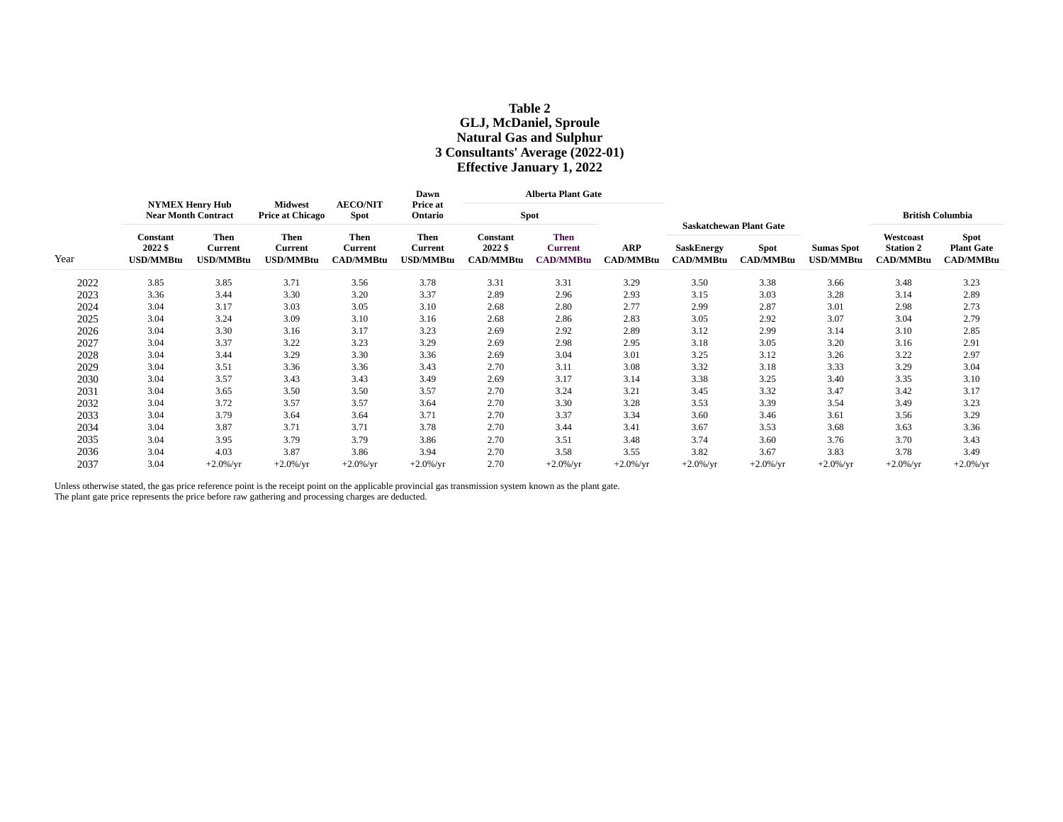# Table 2
# GLJ, McDaniel, Sproule
# Natural Gas and Sulphur
# 3 Consultants' Average (2022-01)
# Effective January 1, 2022

| | NYMEX Henry Hub Near Month Contract | | Midwest Price at Chicago | AECO/NIT Spot | Dawn Price at Ontario | Alberta Plant Gate | | | Saskatchewan Plant Gate | | | British Columbia | |
|---|---|---|---|---|---|---|---|---|---|---|---|---|---|
| | | | | | | Spot | | | | | | | |
| Year | Constant 2022 $ USD/MMBtu | Then Current USD/MMBtu | Then Current USD/MMBtu | Then Current CAD/MMBtu | Then Current USD/MMBtu | Constant 2022 $ CAD/MMBtu | Then Current CAD/MMBtu | ARP CAD/MMBtu | SaskEnergy CAD/MMBtu | Spot CAD/MMBtu | Sumas Spot USD/MMBtu | Westcoast Station 2 CAD/MMBtu | Spot Plant Gate CAD/MMBtu |
| 2022 | 3.85 | 3.85 | 3.71 | 3.56 | 3.78 | 3.31 | 3.31 | 3.29 | 3.50 | 3.38 | 3.66 | 3.48 | 3.23 |
| 2023 | 3.36 | 3.44 | 3.30 | 3.20 | 3.37 | 2.89 | 2.96 | 2.93 | 3.15 | 3.03 | 3.28 | 3.14 | 2.89 |
| 2024 | 3.04 | 3.17 | 3.03 | 3.05 | 3.10 | 2.68 | 2.80 | 2.77 | 2.99 | 2.87 | 3.01 | 2.98 | 2.73 |
| 2025 | 3.04 | 3.24 | 3.09 | 3.10 | 3.16 | 2.68 | 2.86 | 2.83 | 3.05 | 2.92 | 3.07 | 3.04 | 2.79 |
| 2026 | 3.04 | 3.30 | 3.16 | 3.17 | 3.23 | 2.69 | 2.92 | 2.89 | 3.12 | 2.99 | 3.14 | 3.10 | 2.85 |
| 2027 | 3.04 | 3.37 | 3.22 | 3.23 | 3.29 | 2.69 | 2.98 | 2.95 | 3.18 | 3.05 | 3.20 | 3.16 | 2.91 |
| 2028 | 3.04 | 3.44 | 3.29 | 3.30 | 3.36 | 2.69 | 3.04 | 3.01 | 3.25 | 3.12 | 3.26 | 3.22 | 2.97 |
| 2029 | 3.04 | 3.51 | 3.36 | 3.36 | 3.43 | 2.70 | 3.11 | 3.08 | 3.32 | 3.18 | 3.33 | 3.29 | 3.04 |
| 2030 | 3.04 | 3.57 | 3.43 | 3.43 | 3.49 | 2.69 | 3.17 | 3.14 | 3.38 | 3.25 | 3.40 | 3.35 | 3.10 |
| 2031 | 3.04 | 3.65 | 3.50 | 3.50 | 3.57 | 2.70 | 3.24 | 3.21 | 3.45 | 3.32 | 3.47 | 3.42 | 3.17 |
| 2032 | 3.04 | 3.72 | 3.57 | 3.57 | 3.64 | 2.70 | 3.30 | 3.28 | 3.53 | 3.39 | 3.54 | 3.49 | 3.23 |
| 2033 | 3.04 | 3.79 | 3.64 | 3.64 | 3.71 | 2.70 | 3.37 | 3.34 | 3.60 | 3.46 | 3.61 | 3.56 | 3.29 |
| 2034 | 3.04 | 3.87 | 3.71 | 3.71 | 3.78 | 2.70 | 3.44 | 3.41 | 3.67 | 3.53 | 3.68 | 3.63 | 3.36 |
| 2035 | 3.04 | 3.95 | 3.79 | 3.79 | 3.86 | 2.70 | 3.51 | 3.48 | 3.74 | 3.60 | 3.76 | 3.70 | 3.43 |
| 2036 | 3.04 | 4.03 | 3.87 | 3.86 | 3.94 | 2.70 | 3.58 | 3.55 | 3.82 | 3.67 | 3.83 | 3.78 | 3.49 |
| 2037 | 3.04 | +2.0%/yr | +2.0%/yr | +2.0%/yr | +2.0%/yr | 2.70 | +2.0%/yr | +2.0%/yr | +2.0%/yr | +2.0%/yr | +2.0%/yr | +2.0%/yr | +2.0%/yr |

Unless otherwise stated, the gas price reference point is the receipt point on the applicable provincial gas transmission system known as the plant gate.
The plant gate price represents the price before raw gathering and processing charges are deducted.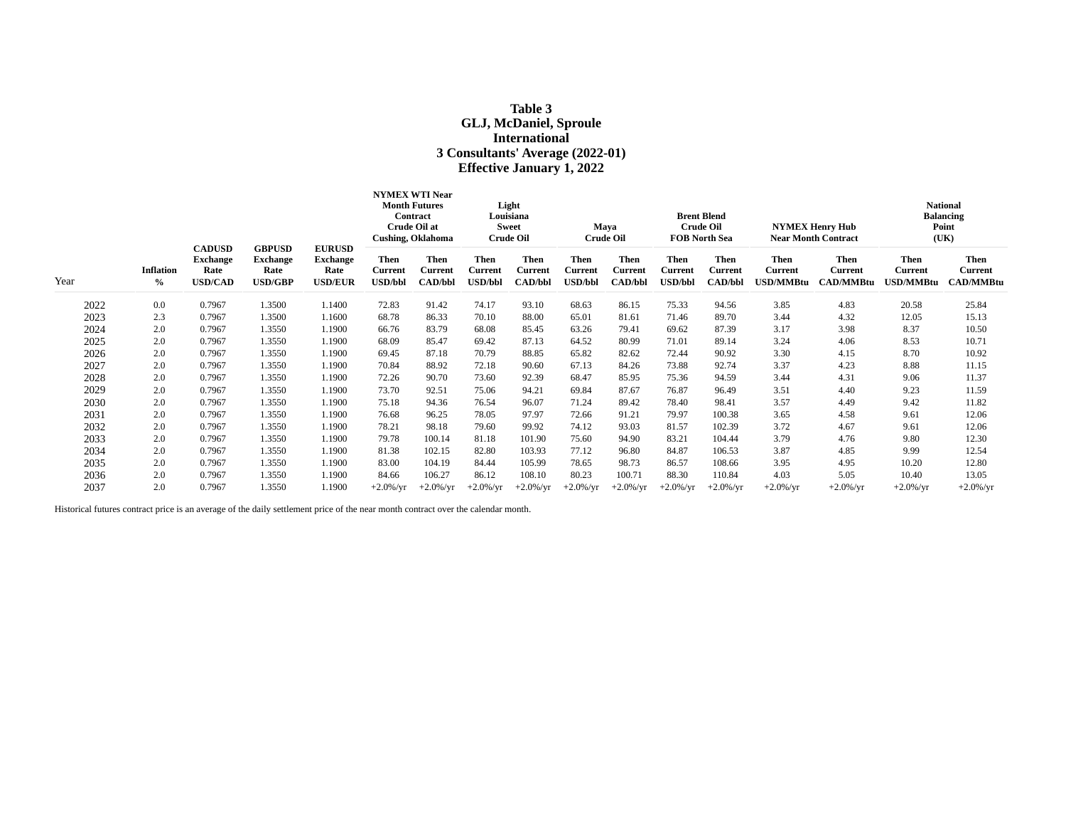# Table 3
## GLJ, McDaniel, Sproule
## International
## 3 Consultants' Average (2022-01)
## Effective January 1, 2022

| Year | Inflation % | CADUSD Exchange Rate USD/CAD | GBPUSD Exchange Rate USD/GBP | EURUSD Exchange Rate USD/EUR | NYMEX WTI Near Month Futures Contract Crude Oil at Cushing, Oklahoma | | Light Louisiana Sweet Crude Oil | | Maya Crude Oil | | Brent Blend Crude Oil FOB North Sea | | NYMEX Henry Hub Near Month Contract | | National Balancing Point (UK) | |
|---|---|---|---|---|---|---|---|---|---|---|---|---|---|---|---|---|
| | | | | | Then Current USD/bbl | Then Current CAD/bbl | Then Current USD/bbl | Then Current CAD/bbl | Then Current USD/bbl | Then Current CAD/bbl | Then Current USD/bbl | Then Current CAD/bbl | Then Current USD/MMBtu | Then Current CAD/MMBtu | Then Current USD/MMBtu | Then Current CAD/MMBtu |
| 2022 | 0.0 | 0.7967 | 1.3500 | 1.1400 | 72.83 | 91.42 | 74.17 | 93.10 | 68.63 | 86.15 | 75.33 | 94.56 | 3.85 | 4.83 | 20.58 | 25.84 |
| 2023 | 2.3 | 0.7967 | 1.3500 | 1.1600 | 68.78 | 86.33 | 70.10 | 88.00 | 65.01 | 81.61 | 71.46 | 89.70 | 3.44 | 4.32 | 12.05 | 15.13 |
| 2024 | 2.0 | 0.7967 | 1.3550 | 1.1900 | 66.76 | 83.79 | 68.08 | 85.45 | 63.26 | 79.41 | 69.62 | 87.39 | 3.17 | 3.98 | 8.37 | 10.50 |
| 2025 | 2.0 | 0.7967 | 1.3550 | 1.1900 | 68.09 | 85.47 | 69.42 | 87.13 | 64.52 | 80.99 | 71.01 | 89.14 | 3.24 | 4.06 | 8.53 | 10.71 |
| 2026 | 2.0 | 0.7967 | 1.3550 | 1.1900 | 69.45 | 87.18 | 70.79 | 88.85 | 65.82 | 82.62 | 72.44 | 90.92 | 3.30 | 4.15 | 8.70 | 10.92 |
| 2027 | 2.0 | 0.7967 | 1.3550 | 1.1900 | 70.84 | 88.92 | 72.18 | 90.60 | 67.13 | 84.26 | 73.88 | 92.74 | 3.37 | 4.23 | 8.88 | 11.15 |
| 2028 | 2.0 | 0.7967 | 1.3550 | 1.1900 | 72.26 | 90.70 | 73.60 | 92.39 | 68.47 | 85.95 | 75.36 | 94.59 | 3.44 | 4.31 | 9.06 | 11.37 |
| 2029 | 2.0 | 0.7967 | 1.3550 | 1.1900 | 73.70 | 92.51 | 75.06 | 94.21 | 69.84 | 87.67 | 76.87 | 96.49 | 3.51 | 4.40 | 9.23 | 11.59 |
| 2030 | 2.0 | 0.7967 | 1.3550 | 1.1900 | 75.18 | 94.36 | 76.54 | 96.07 | 71.24 | 89.42 | 78.40 | 98.41 | 3.57 | 4.49 | 9.42 | 11.82 |
| 2031 | 2.0 | 0.7967 | 1.3550 | 1.1900 | 76.68 | 96.25 | 78.05 | 97.97 | 72.66 | 91.21 | 79.97 | 100.38 | 3.65 | 4.58 | 9.61 | 12.06 |
| 2032 | 2.0 | 0.7967 | 1.3550 | 1.1900 | 78.21 | 98.18 | 79.60 | 99.92 | 74.12 | 93.03 | 81.57 | 102.39 | 3.72 | 4.67 | 9.61 | 12.06 |
| 2033 | 2.0 | 0.7967 | 1.3550 | 1.1900 | 79.78 | 100.14 | 81.18 | 101.90 | 75.60 | 94.90 | 83.21 | 104.44 | 3.79 | 4.76 | 9.80 | 12.30 |
| 2034 | 2.0 | 0.7967 | 1.3550 | 1.1900 | 81.38 | 102.15 | 82.80 | 103.93 | 77.12 | 96.80 | 84.87 | 106.53 | 3.87 | 4.85 | 9.99 | 12.54 |
| 2035 | 2.0 | 0.7967 | 1.3550 | 1.1900 | 83.00 | 104.19 | 84.44 | 105.99 | 78.65 | 98.73 | 86.57 | 108.66 | 3.95 | 4.95 | 10.20 | 12.80 |
| 2036 | 2.0 | 0.7967 | 1.3550 | 1.1900 | 84.66 | 106.27 | 86.12 | 108.10 | 80.23 | 100.71 | 88.30 | 110.84 | 4.03 | 5.05 | 10.40 | 13.05 |
| 2037 | 2.0 | 0.7967 | 1.3550 | 1.1900 | +2.0%/yr | +2.0%/yr | +2.0%/yr | +2.0%/yr | +2.0%/yr | +2.0%/yr | +2.0%/yr | +2.0%/yr | +2.0%/yr | +2.0%/yr | +2.0%/yr | +2.0%/yr |

Historical futures contract price is an average of the daily settlement price of the near month contract over the calendar month.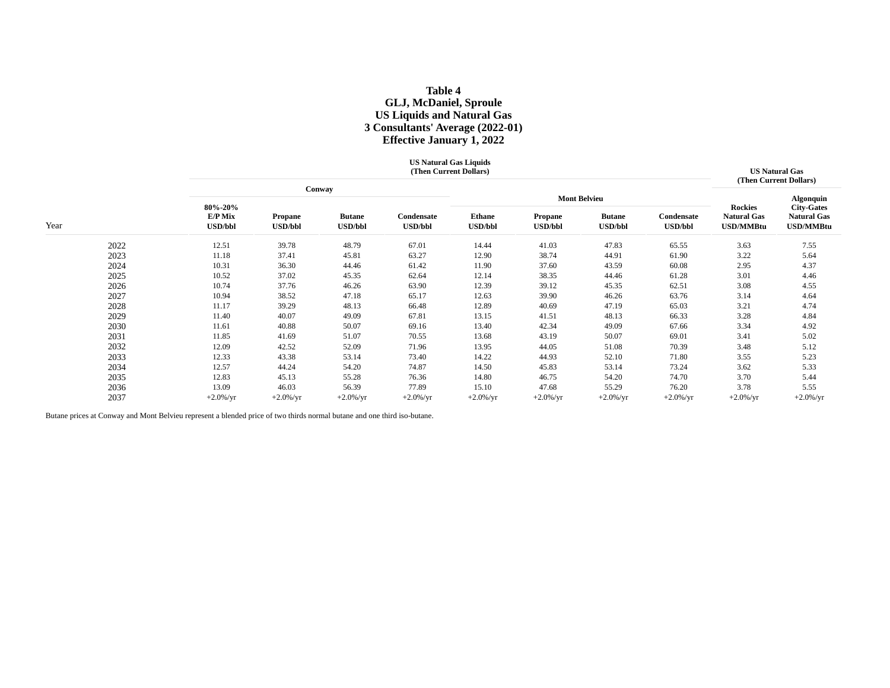**Table 4**
**GLJ, McDaniel, Sproule**
**US Liquids and Natural Gas**
**3 Consultants' Average (2022-01)**
**Effective January 1, 2022**

| Year | US Natural Gas Liquids (Then Current Dollars) | | | | | | | | US Natural Gas (Then Current Dollars) | |
|---|---|---|---|---|---|---|---|---|---|---|
| | Conway | | | | Mont Belvieu | | | | | |
| | 80%-20% E/P Mix USD/bbl | Propane USD/bbl | Butane USD/bbl | Condensate USD/bbl | Ethane USD/bbl | Propane USD/bbl | Butane USD/bbl | Condensate USD/bbl | Rockies Natural Gas USD/MMBtu | Algonquin City-Gates Natural Gas USD/MMBtu |
| 2022 | 12.51 | 39.78 | 48.79 | 67.01 | 14.44 | 41.03 | 47.83 | 65.55 | 3.63 | 7.55 |
| 2023 | 11.18 | 37.41 | 45.81 | 63.27 | 12.90 | 38.74 | 44.91 | 61.90 | 3.22 | 5.64 |
| 2024 | 10.31 | 36.30 | 44.46 | 61.42 | 11.90 | 37.60 | 43.59 | 60.08 | 2.95 | 4.37 |
| 2025 | 10.52 | 37.02 | 45.35 | 62.64 | 12.14 | 38.35 | 44.46 | 61.28 | 3.01 | 4.46 |
| 2026 | 10.74 | 37.76 | 46.26 | 63.90 | 12.39 | 39.12 | 45.35 | 62.51 | 3.08 | 4.55 |
| 2027 | 10.94 | 38.52 | 47.18 | 65.17 | 12.63 | 39.90 | 46.26 | 63.76 | 3.14 | 4.64 |
| 2028 | 11.17 | 39.29 | 48.13 | 66.48 | 12.89 | 40.69 | 47.19 | 65.03 | 3.21 | 4.74 |
| 2029 | 11.40 | 40.07 | 49.09 | 67.81 | 13.15 | 41.51 | 48.13 | 66.33 | 3.28 | 4.84 |
| 2030 | 11.61 | 40.88 | 50.07 | 69.16 | 13.40 | 42.34 | 49.09 | 67.66 | 3.34 | 4.92 |
| 2031 | 11.85 | 41.69 | 51.07 | 70.55 | 13.68 | 43.19 | 50.07 | 69.01 | 3.41 | 5.02 |
| 2032 | 12.09 | 42.52 | 52.09 | 71.96 | 13.95 | 44.05 | 51.08 | 70.39 | 3.48 | 5.12 |
| 2033 | 12.33 | 43.38 | 53.14 | 73.40 | 14.22 | 44.93 | 52.10 | 71.80 | 3.55 | 5.23 |
| 2034 | 12.57 | 44.24 | 54.20 | 74.87 | 14.50 | 45.83 | 53.14 | 73.24 | 3.62 | 5.33 |
| 2035 | 12.83 | 45.13 | 55.28 | 76.36 | 14.80 | 46.75 | 54.20 | 74.70 | 3.70 | 5.44 |
| 2036 | 13.09 | 46.03 | 56.39 | 77.89 | 15.10 | 47.68 | 55.29 | 76.20 | 3.78 | 5.55 |
| 2037 | +2.0%/yr | +2.0%/yr | +2.0%/yr | +2.0%/yr | +2.0%/yr | +2.0%/yr | +2.0%/yr | +2.0%/yr | +2.0%/yr | +2.0%/yr |

Butane prices at Conway and Mont Belvieu represent a blended price of two thirds normal butane and one third iso-butane.